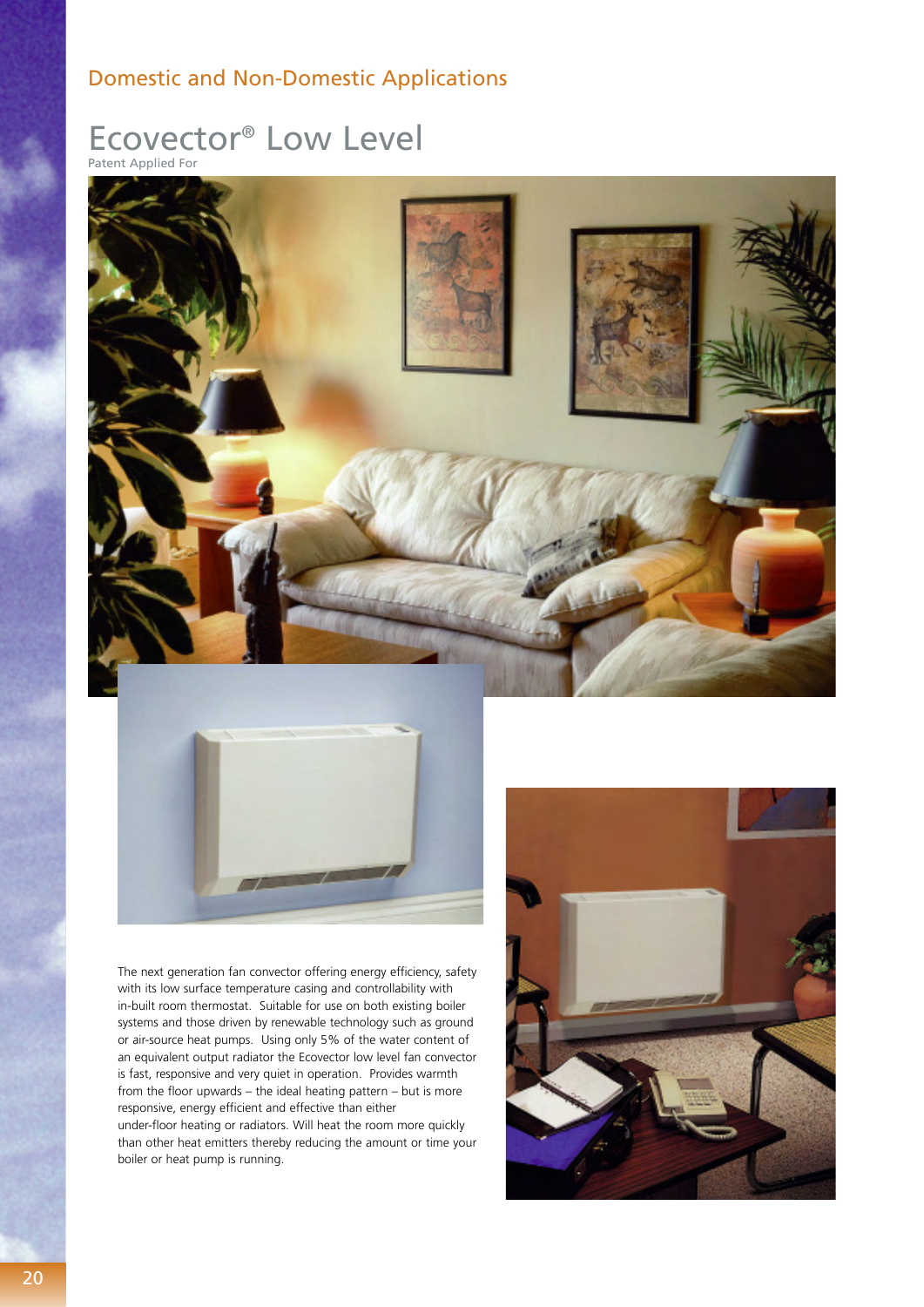Domestic and Non-Domestic Applications

# Ecovector® Low Level

Patent Applied For

The next generation fan convector offering energy efficiency, safety with its low surface temperature casing and controllability with in-built room thermostat. Suitable for use on both existing boiler systems and those driven by renewable technology such as ground or air-source heat pumps. Using only 5% of the water content of an equivalent output radiator the Ecovector low level fan convector is fast, responsive and very quiet in operation. Provides warmth from the floor upwards – the ideal heating pattern – but is more responsive, energy efficient and effective than either under-floor heating or radiators. Will heat the room more quickly than other heat emitters thereby reducing the amount or time your boiler or heat pump is running.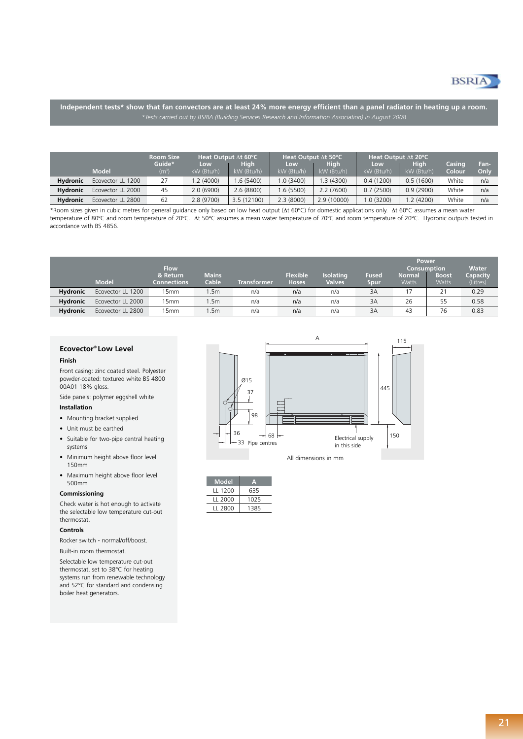**Independent tests* show that fan convectors are at least 24% more energy efficient than a panel radiator in heating up a room.**

*\*Tests carried out by BSRIA (Building Services Research and Information Association) in August 2008*

| | Model | Room Size Guide* ($m^3$) | Heat Output Δt 60°C Low kW (Btu/h) | Heat Output Δt 60°C High kW (Btu/h) | Heat Output Δt 50°C Low kW (Btu/h) | Heat Output Δt 50°C High kW (Btu/h) | Heat Output Δt 20°C Low kW (Btu/h) | Heat Output Δt 20°C High kW (Btu/h) | Casing Colour | Fan-Only |
|---|---|---|---|---|---|---|---|---|---|---|
| **Hydronic** | Ecovector LL 1200 | 27 | 1.2 (4000) | 1.6 (5400) | 1.0 (3400) | 1.3 (4300) | 0.4 (1200) | 0.5 (1600) | White | n/a |
| **Hydronic** | Ecovector LL 2000 | 45 | 2.0 (6900) | 2.6 (8800) | 1.6 (5500) | 2.2 (7600) | 0.7 (2500) | 0.9 (2900) | White | n/a |
| **Hydronic** | Ecovector LL 2800 | 62 | 2.8 (9700) | 3.5 (12100) | 2.3 (8000) | 2.9 (10000) | 1.0 (3200) | 1.2 (4200) | White | n/a |

*Room sizes given in cubic metres for general guidance only based on low heat output (Δt 60°C) for domestic applications only. Δt 60°C assumes a mean water temperature of 80°C and room temperature of 20°C. Δt 50°C assumes a mean water temperature of 70°C and room temperature of 20°C. Hydronic outputs tested in accordance with BS 4856.

| | Model | Flow & Return Connections | Mains Cable | Transformer | Flexible Hoses | Isolating Valves | Fused Spur | Power Consumption Normal Watts | Power Consumption Boost Watts | Water Capacity (Litres) |
|---|---|---|---|---|---|---|---|---|---|---|
| **Hydronic** | Ecovector LL 1200 | 15mm | 1.5m | n/a | n/a | n/a | 3A | 17 | 21 | 0.29 |
| **Hydronic** | Ecovector LL 2000 | 15mm | 1.5m | n/a | n/a | n/a | 3A | 26 | 55 | 0.58 |
| **Hydronic** | Ecovector LL 2800 | 15mm | 1.5m | n/a | n/a | n/a | 3A | 43 | 76 | 0.83 |

### Ecovector® Low Level

**Finish**

Front casing: zinc coated steel. Polyester powder-coated: textured white BS 4800 00A01 18% gloss.

Side panels: polymer eggshell white

**Installation**

- Mounting bracket supplied
- Unit must be earthed
- Suitable for two-pipe central heating systems
- Minimum height above floor level 150mm
- Maximum height above floor level 500mm

**Commissioning**

Check water is hot enough to activate the selectable low temperature cut-out thermostat.

**Controls**

Rocker switch - normal/off/boost.

Built-in room thermostat.

Selectable low temperature cut-out thermostat, set to 38°C for heating systems run from renewable technology and 52°C for standard and condensing boiler heat generators.

A, 115, 445, Ø15, 37, 98, 36, 68, 33 Pipe centres, Electrical supply in this side, 150

All dimensions in mm

| Model | A |
|---|---|
| LL 1200 | 635 |
| LL 2000 | 1025 |
| LL 2800 | 1385 |